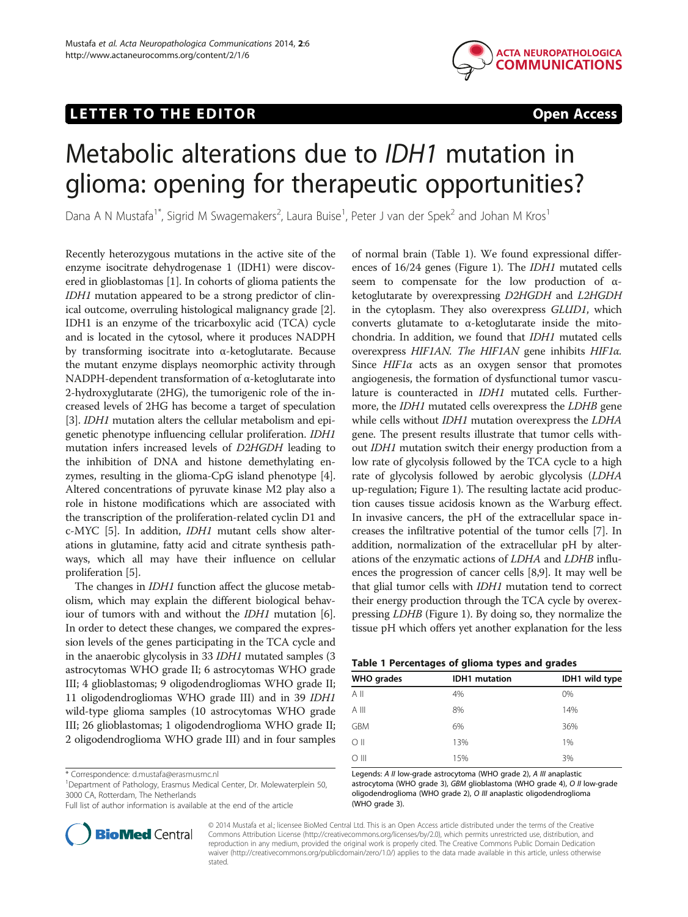LETTER TO THE EDITOR **Open Access**

# Metabolic alterations due to *IDH1* mutation in glioma: opening for therapeutic opportunities?

Dana A N Mustafa[1*], Sigrid M Swagemakers[2], Laura Buise[1], Peter J van der Spek[2] and Johan M Kros[1]

Recently heterozygous mutations in the active site of the enzyme isocitrate dehydrogenase 1 (IDH1) were discovered in glioblastomas [1]. In cohorts of glioma patients the *IDH1* mutation appeared to be a strong predictor of clinical outcome, overruling histological malignancy grade [2]. IDH1 is an enzyme of the tricarboxylic acid (TCA) cycle and is located in the cytosol, where it produces NADPH by transforming isocitrate into α-ketoglutarate. Because the mutant enzyme displays neomorphic activity through NADPH-dependent transformation of α-ketoglutarate into 2-hydroxyglutarate (2HG), the tumorigenic role of the increased levels of 2HG has become a target of speculation [3]. *IDH1* mutation alters the cellular metabolism and epigenetic phenotype influencing cellular proliferation. *IDH1* mutation infers increased levels of *D2HGDH* leading to the inhibition of DNA and histone demethylating enzymes, resulting in the glioma-CpG island phenotype [4]. Altered concentrations of pyruvate kinase M2 play also a role in histone modifications which are associated with the transcription of the proliferation-related cyclin D1 and c-MYC [5]. In addition, *IDH1* mutant cells show alterations in glutamine, fatty acid and citrate synthesis pathways, which all may have their influence on cellular proliferation [5].

The changes in *IDH1* function affect the glucose metabolism, which may explain the different biological behaviour of tumors with and without the *IDH1* mutation [6]. In order to detect these changes, we compared the expression levels of the genes participating in the TCA cycle and in the anaerobic glycolysis in 33 *IDH1* mutated samples (3 astrocytomas WHO grade II; 6 astrocytomas WHO grade III; 4 glioblastomas; 9 oligodendrogliomas WHO grade II; 11 oligodendrogliomas WHO grade III) and in 39 *IDH1* wild-type glioma samples (10 astrocytomas WHO grade III; 26 glioblastomas; 1 oligodendroglioma WHO grade II; 2 oligodendroglioma WHO grade III) and in four samples of normal brain (Table 1). We found expressional differences of 16/24 genes (Figure 1). The *IDH1* mutated cells seem to compensate for the low production of α-ketoglutarate by overexpressing *D2HGDH* and *L2HGDH* in the cytoplasm. They also overexpress *GLUD1*, which converts glutamate to α-ketoglutarate inside the mitochondria. In addition, we found that *IDH1* mutated cells overexpress *HIF1AN*. *The HIF1AN* gene inhibits *HIF1α.* Since *HIF1α* acts as an oxygen sensor that promotes angiogenesis, the formation of dysfunctional tumor vasculature is counteracted in *IDH1* mutated cells. Furthermore, the *IDH1* mutated cells overexpress the *LDHB* gene while cells without *IDH1* mutation overexpress the *LDHA* gene. The present results illustrate that tumor cells without *IDH1* mutation switch their energy production from a low rate of glycolysis followed by the TCA cycle to a high rate of glycolysis followed by aerobic glycolysis (*LDHA* up-regulation; Figure 1). The resulting lactate acid production causes tissue acidosis known as the Warburg effect. In invasive cancers, the pH of the extracellular space increases the infiltrative potential of the tumor cells [7]. In addition, normalization of the extracellular pH by alterations of the enzymatic actions of *LDHA* and *LDHB* influences the progression of cancer cells [8,9]. It may well be that glial tumor cells with *IDH1* mutation tend to correct their energy production through the TCA cycle by overexpressing *LDHB* (Figure 1). By doing so, they normalize the tissue pH which offers yet another explanation for the less

**Table 1 Percentages of glioma types and grades**

| WHO grades | IDH1 mutation | IDH1 wild type |
|---|---|---|
| A II | 4% | 0% |
| A III | 8% | 14% |
| GBM | 6% | 36% |
| O II | 13% | 1% |
| O III | 15% | 3% |

Legends: *A II* low-grade astrocytoma (WHO grade 2), *A III* anaplastic astrocytoma (WHO grade 3), *GBM* glioblastoma (WHO grade 4), *O II* low-grade oligodendroglioma (WHO grade 2), *O III* anaplastic oligodendroglioma (WHO grade 3).

\* Correspondence: d.mustafa@erasmusmc.nl
[1]Department of Pathology, Erasmus Medical Center, Dr. Molewaterplein 50, 3000 CA, Rotterdam, The Netherlands
Full list of author information is available at the end of the article

© 2014 Mustafa et al.; licensee BioMed Central Ltd. This is an Open Access article distributed under the terms of the Creative Commons Attribution License (http://creativecommons.org/licenses/by/2.0), which permits unrestricted use, distribution, and reproduction in any medium, provided the original work is properly cited. The Creative Commons Public Domain Dedication waiver (http://creativecommons.org/publicdomain/zero/1.0/) applies to the data made available in this article, unless otherwise stated.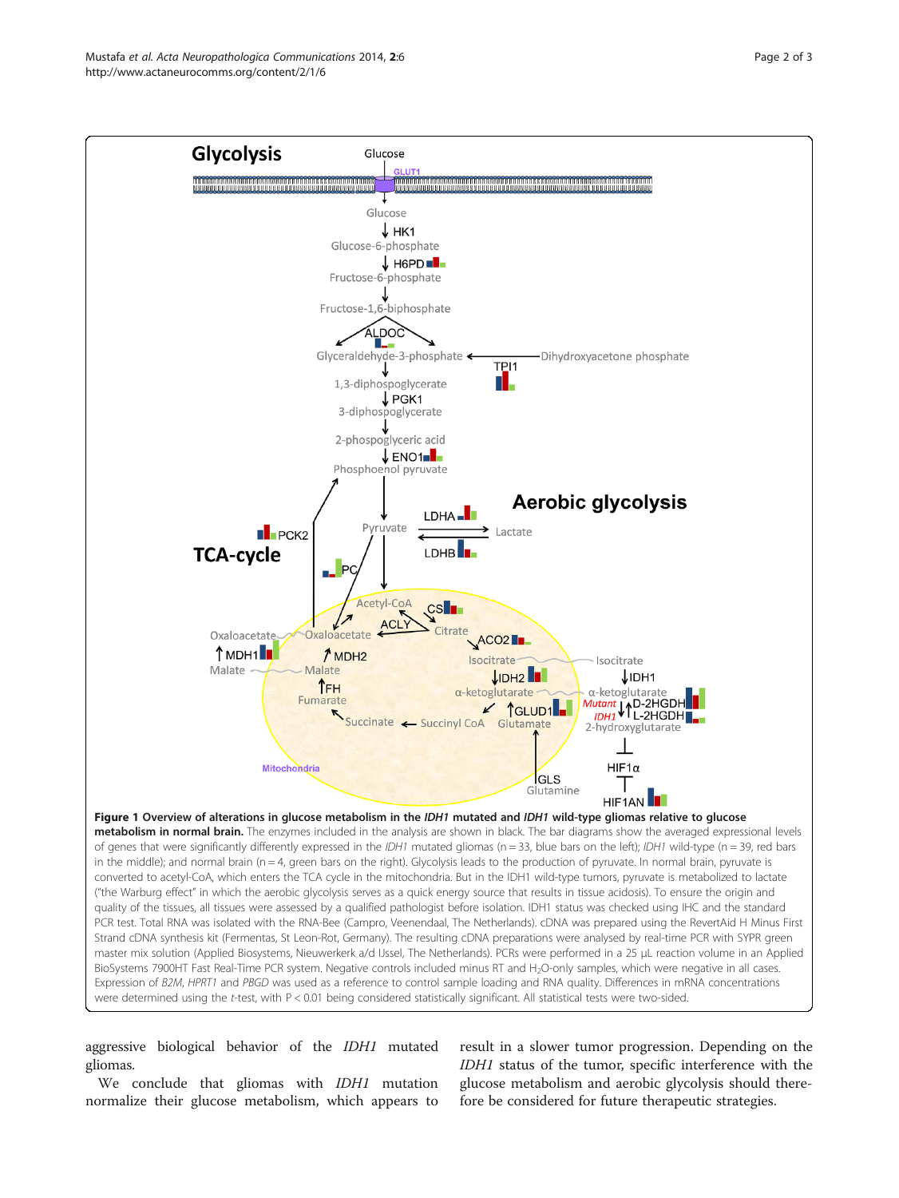**Figure 1 Overview of alterations in glucose metabolism in the *IDH1* mutated and *IDH1* wild-type gliomas relative to glucose metabolism in normal brain.** The enzymes included in the analysis are shown in black. The bar diagrams show the averaged expressional levels of genes that were significantly differently expressed in the *IDH1* mutated gliomas (n = 33, blue bars on the left); *IDH1* wild-type (n = 39, red bars in the middle); and normal brain (n = 4, green bars on the right). Glycolysis leads to the production of pyruvate. In normal brain, pyruvate is converted to acetyl-CoA, which enters the TCA cycle in the mitochondria. But in the IDH1 wild-type tumors, pyruvate is metabolized to lactate ("the Warburg effect" in which the aerobic glycolysis serves as a quick energy source that results in tissue acidosis). To ensure the origin and quality of the tissues, all tissues were assessed by a qualified pathologist before isolation. IDH1 status was checked using IHC and the standard PCR test. Total RNA was isolated with the RNA-Bee (Campro, Veenendaal, The Netherlands). cDNA was prepared using the RevertAid H Minus First Strand cDNA synthesis kit (Fermentas, St Leon-Rot, Germany). The resulting cDNA preparations were analysed by real-time PCR with SYPR green master mix solution (Applied Biosystems, Nieuwerkerk a/d IJssel, The Netherlands). PCRs were performed in a 25 μL reaction volume in an Applied BioSystems 7900HT Fast Real-Time PCR system. Negative controls included minus RT and $H_2O$-only samples, which were negative in all cases. Expression of *B2M*, *HPRT1* and *PBGD* was used as a reference to control sample loading and RNA quality. Differences in mRNA concentrations were determined using the *t*-test, with $P < 0.01$ being considered statistically significant. All statistical tests were two-sided.

aggressive biological behavior of the *IDH1* mutated gliomas.

We conclude that gliomas with *IDH1* mutation normalize their glucose metabolism, which appears to result in a slower tumor progression. Depending on the *IDH1* status of the tumor, specific interference with the glucose metabolism and aerobic glycolysis should therefore be considered for future therapeutic strategies.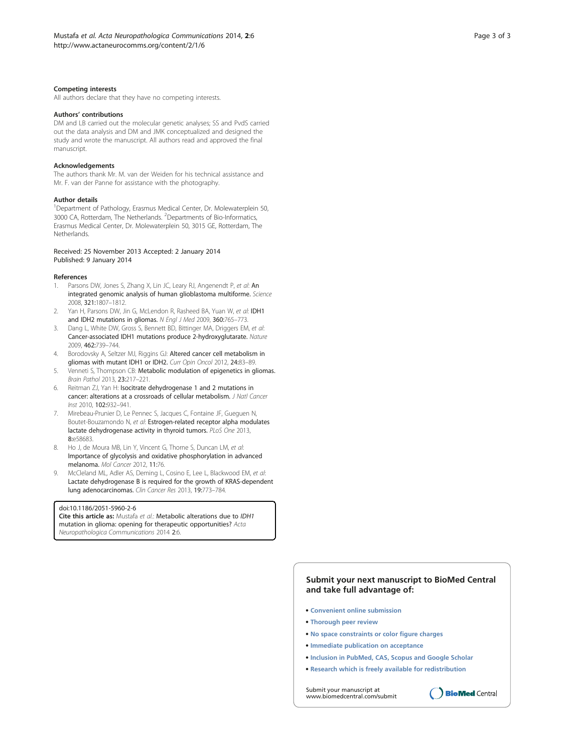### Competing interests

All authors declare that they have no competing interests.

### Authors' contributions

DM and LB carried out the molecular genetic analyses; SS and PvdS carried out the data analysis and DM and JMK conceptualized and designed the study and wrote the manuscript. All authors read and approved the final manuscript.

### Acknowledgements

The authors thank Mr. M. van der Weiden for his technical assistance and Mr. F. van der Panne for assistance with the photography.

### Author details

[1]Department of Pathology, Erasmus Medical Center, Dr. Molewaterplein 50, 3000 CA, Rotterdam, The Netherlands. [2]Departments of Bio-Informatics, Erasmus Medical Center, Dr. Molewaterplein 50, 3015 GE, Rotterdam, The Netherlands.

Received: 25 November 2013 Accepted: 2 January 2014
Published: 9 January 2014

### References

1. Parsons DW, Jones S, Zhang X, Lin JC, Leary RJ, Angenendt P, *et al*: **An integrated genomic analysis of human glioblastoma multiforme.** *Science* 2008, **321:**1807–1812.
2. Yan H, Parsons DW, Jin G, McLendon R, Rasheed BA, Yuan W, *et al*: **IDH1 and IDH2 mutations in gliomas.** *N Engl J Med* 2009, **360:**765–773.
3. Dang L, White DW, Gross S, Bennett BD, Bittinger MA, Driggers EM, *et al*: **Cancer-associated IDH1 mutations produce 2-hydroxyglutarate.** *Nature* 2009, **462:**739–744.
4. Borodovsky A, Seltzer MJ, Riggins GJ: **Altered cancer cell metabolism in gliomas with mutant IDH1 or IDH2.** *Curr Opin Oncol* 2012, **24:**83–89.
5. Venneti S, Thompson CB: **Metabolic modulation of epigenetics in gliomas.** *Brain Pathol* 2013, **23:**217–221.
6. Reitman ZJ, Yan H: **Isocitrate dehydrogenase 1 and 2 mutations in cancer: alterations at a crossroads of cellular metabolism.** *J Natl Cancer Inst* 2010, **102:**932–941.
7. Mirebeau-Prunier D, Le Pennec S, Jacques C, Fontaine JF, Gueguen N, Boutet-Bouzamondo N, *et al*: **Estrogen-related receptor alpha modulates lactate dehydrogenase activity in thyroid tumors.** *PLoS One* 2013, **8:**e58683.
8. Ho J, de Moura MB, Lin Y, Vincent G, Thorne S, Duncan LM, *et al*: **Importance of glycolysis and oxidative phosphorylation in advanced melanoma.** *Mol Cancer* 2012, **11:**76.
9. McCleland ML, Adler AS, Deming L, Cosino E, Lee L, Blackwood EM, *et al*: **Lactate dehydrogenase B is required for the growth of KRAS-dependent lung adenocarcinomas.** *Clin Cancer Res* 2013, **19:**773–784.

doi:10.1186/2051-5960-2-6
**Cite this article as:** Mustafa *et al.*: Metabolic alterations due to *IDH1* mutation in glioma: opening for therapeutic opportunities? *Acta Neuropathologica Communications* 2014 **2**:6.

**Submit your next manuscript to BioMed Central and take full advantage of:**

- Convenient online submission
- Thorough peer review
- No space constraints or color figure charges
- Immediate publication on acceptance
- Inclusion in PubMed, CAS, Scopus and Google Scholar
- Research which is freely available for redistribution

Submit your manuscript at
www.biomedcentral.com/submit

BioMed Central